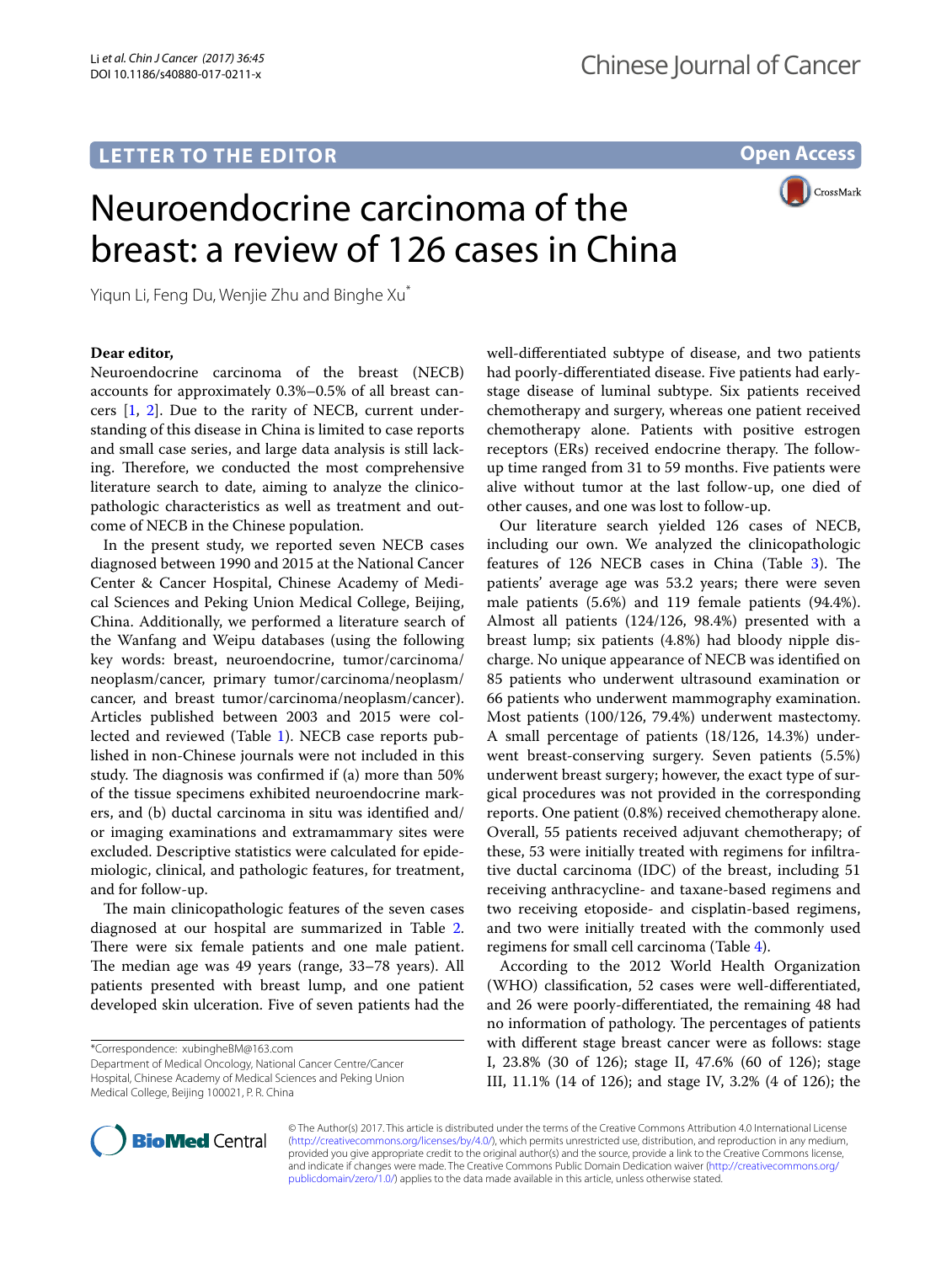LETTER TO THE EDITOR

Open Access

# Neuroendocrine carcinoma of the breast: a review of 126 cases in China

Yiqun Li, Feng Du, Wenjie Zhu and Binghe Xu*

**Dear editor,**

Neuroendocrine carcinoma of the breast (NECB) accounts for approximately 0.3%–0.5% of all breast cancers [1, 2]. Due to the rarity of NECB, current understanding of this disease in China is limited to case reports and small case series, and large data analysis is still lacking. Therefore, we conducted the most comprehensive literature search to date, aiming to analyze the clinicopathologic characteristics as well as treatment and outcome of NECB in the Chinese population.

In the present study, we reported seven NECB cases diagnosed between 1990 and 2015 at the National Cancer Center & Cancer Hospital, Chinese Academy of Medical Sciences and Peking Union Medical College, Beijing, China. Additionally, we performed a literature search of the Wanfang and Weipu databases (using the following key words: breast, neuroendocrine, tumor/carcinoma/neoplasm/cancer, primary tumor/carcinoma/neoplasm/cancer, and breast tumor/carcinoma/neoplasm/cancer). Articles published between 2003 and 2015 were collected and reviewed (Table 1). NECB case reports published in non-Chinese journals were not included in this study. The diagnosis was confirmed if (a) more than 50% of the tissue specimens exhibited neuroendocrine markers, and (b) ductal carcinoma in situ was identified and/or imaging examinations and extramammary sites were excluded. Descriptive statistics were calculated for epidemiologic, clinical, and pathologic features, for treatment, and for follow-up.

The main clinicopathologic features of the seven cases diagnosed at our hospital are summarized in Table 2. There were six female patients and one male patient. The median age was 49 years (range, 33–78 years). All patients presented with breast lump, and one patient developed skin ulceration. Five of seven patients had the well-differentiated subtype of disease, and two patients had poorly-differentiated disease. Five patients had early-stage disease of luminal subtype. Six patients received chemotherapy and surgery, whereas one patient received chemotherapy alone. Patients with positive estrogen receptors (ERs) received endocrine therapy. The follow-up time ranged from 31 to 59 months. Five patients were alive without tumor at the last follow-up, one died of other causes, and one was lost to follow-up.

Our literature search yielded 126 cases of NECB, including our own. We analyzed the clinicopathologic features of 126 NECB cases in China (Table 3). The patients' average age was 53.2 years; there were seven male patients (5.6%) and 119 female patients (94.4%). Almost all patients (124/126, 98.4%) presented with a breast lump; six patients (4.8%) had bloody nipple discharge. No unique appearance of NECB was identified on 85 patients who underwent ultrasound examination or 66 patients who underwent mammography examination. Most patients (100/126, 79.4%) underwent mastectomy. A small percentage of patients (18/126, 14.3%) underwent breast-conserving surgery. Seven patients (5.5%) underwent breast surgery; however, the exact type of surgical procedures was not provided in the corresponding reports. One patient (0.8%) received chemotherapy alone. Overall, 55 patients received adjuvant chemotherapy; of these, 53 were initially treated with regimens for infiltrative ductal carcinoma (IDC) of the breast, including 51 receiving anthracycline- and taxane-based regimens and two receiving etoposide- and cisplatin-based regimens, and two were initially treated with the commonly used regimens for small cell carcinoma (Table 4).

According to the 2012 World Health Organization (WHO) classification, 52 cases were well-differentiated, and 26 were poorly-differentiated, the remaining 48 had no information of pathology. The percentages of patients with different stage breast cancer were as follows: stage I, 23.8% (30 of 126); stage II, 47.6% (60 of 126); stage III, 11.1% (14 of 126); and stage IV, 3.2% (4 of 126); the

*Correspondence: xubingheBM@163.com
Department of Medical Oncology, National Cancer Centre/Cancer Hospital, Chinese Academy of Medical Sciences and Peking Union Medical College, Beijing 100021, P. R. China

© The Author(s) 2017. This article is distributed under the terms of the Creative Commons Attribution 4.0 International License (http://creativecommons.org/licenses/by/4.0/), which permits unrestricted use, distribution, and reproduction in any medium, provided you give appropriate credit to the original author(s) and the source, provide a link to the Creative Commons license, and indicate if changes were made. The Creative Commons Public Domain Dedication waiver (http://creativecommons.org/publicdomain/zero/1.0/) applies to the data made available in this article, unless otherwise stated.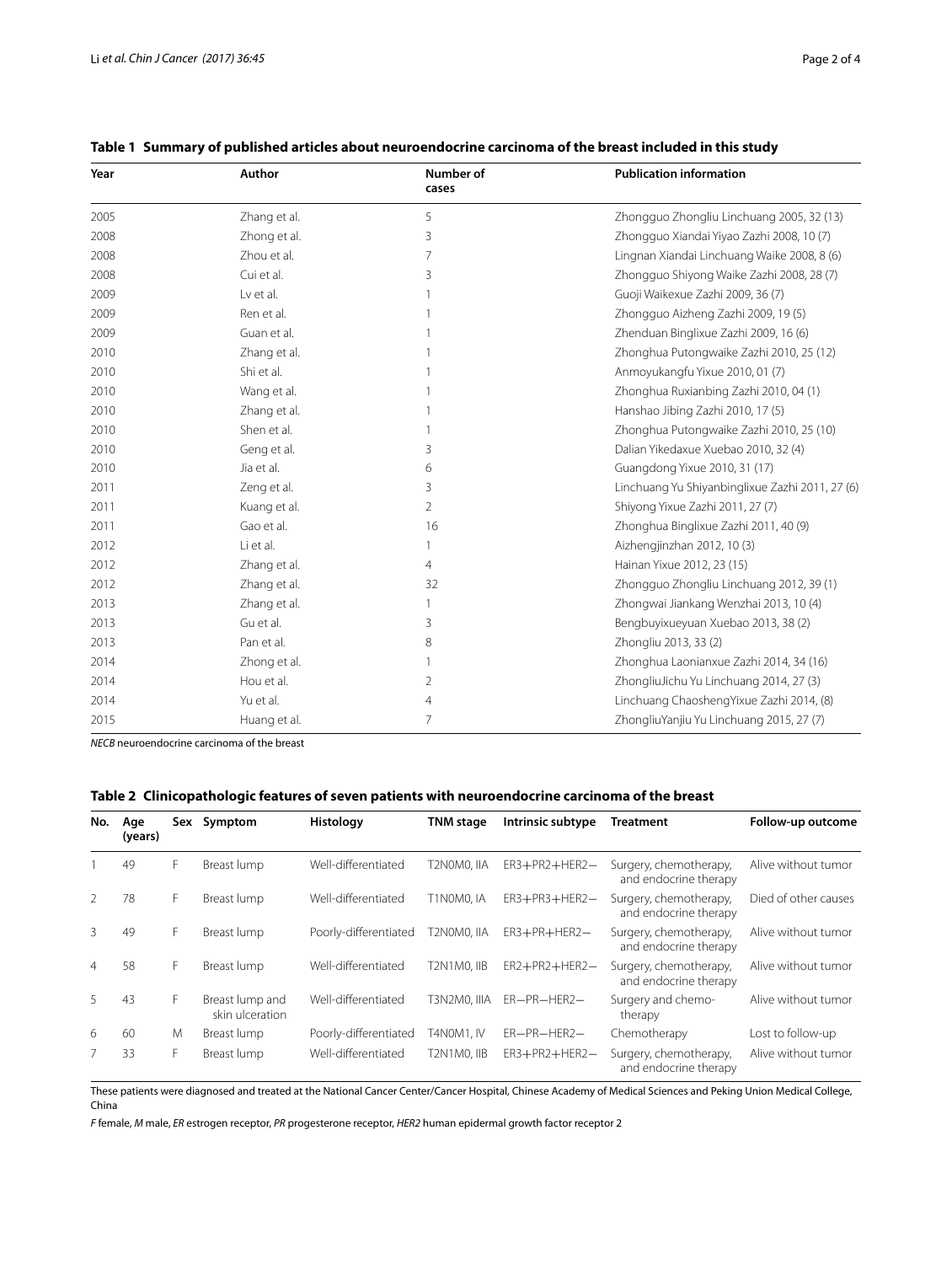**Table 1 Summary of published articles about neuroendocrine carcinoma of the breast included in this study**

| Year | Author | Number of cases | Publication information |
|---|---|---|---|
| 2005 | Zhang et al. | 5 | Zhongguo Zhongliu Linchuang 2005, 32 (13) |
| 2008 | Zhong et al. | 3 | Zhongguo Xiandai Yiyao Zazhi 2008, 10 (7) |
| 2008 | Zhou et al. | 7 | Lingnan Xiandai Linchuang Waike 2008, 8 (6) |
| 2008 | Cui et al. | 3 | Zhongguo Shiyong Waike Zazhi 2008, 28 (7) |
| 2009 | Lv et al. | 1 | Guoji Waikexue Zazhi 2009, 36 (7) |
| 2009 | Ren et al. | 1 | Zhongguo Aizheng Zazhi 2009, 19 (5) |
| 2009 | Guan et al. | 1 | Zhenduan Binglixue Zazhi 2009, 16 (6) |
| 2010 | Zhang et al. | 1 | Zhonghua Putongwaike Zazhi 2010, 25 (12) |
| 2010 | Shi et al. | 1 | Anmoyukangfu Yixue 2010, 01 (7) |
| 2010 | Wang et al. | 1 | Zhonghua Ruxianbing Zazhi 2010, 04 (1) |
| 2010 | Zhang et al. | 1 | Hanshao Jibing Zazhi 2010, 17 (5) |
| 2010 | Shen et al. | 1 | Zhonghua Putongwaike Zazhi 2010, 25 (10) |
| 2010 | Geng et al. | 3 | Dalian Yikedaxue Xuebao 2010, 32 (4) |
| 2010 | Jia et al. | 6 | Guangdong Yixue 2010, 31 (17) |
| 2011 | Zeng et al. | 3 | Linchuang Yu Shiyanbinglixue Zazhi 2011, 27 (6) |
| 2011 | Kuang et al. | 2 | Shiyong Yixue Zazhi 2011, 27 (7) |
| 2011 | Gao et al. | 16 | Zhonghua Binglixue Zazhi 2011, 40 (9) |
| 2012 | Li et al. | 1 | Aizhengjinzhan 2012, 10 (3) |
| 2012 | Zhang et al. | 4 | Hainan Yixue 2012, 23 (15) |
| 2012 | Zhang et al. | 32 | Zhongguo Zhongliu Linchuang 2012, 39 (1) |
| 2013 | Zhang et al. | 1 | Zhongwai Jiankang Wenzhai 2013, 10 (4) |
| 2013 | Gu et al. | 3 | Bengbuyixueyuan Xuebao 2013, 38 (2) |
| 2013 | Pan et al. | 8 | Zhongliu 2013, 33 (2) |
| 2014 | Zhong et al. | 1 | Zhonghua Laonianxue Zazhi 2014, 34 (16) |
| 2014 | Hou et al. | 2 | ZhongliuJichu Yu Linchuang 2014, 27 (3) |
| 2014 | Yu et al. | 4 | Linchuang ChaoshengYixue Zazhi 2014, (8) |
| 2015 | Huang et al. | 7 | ZhongliuYanjiu Yu Linchuang 2015, 27 (7) |

*NECB* neuroendocrine carcinoma of the breast

**Table 2 Clinicopathologic features of seven patients with neuroendocrine carcinoma of the breast**

| No. | Age (years) | Sex | Symptom | Histology | TNM stage | Intrinsic subtype | Treatment | Follow-up outcome |
|---|---|---|---|---|---|---|---|---|
| 1 | 49 | F | Breast lump | Well-differentiated | T2N0M0, IIA | ER3+PR2+HER2− | Surgery, chemotherapy, and endocrine therapy | Alive without tumor |
| 2 | 78 | F | Breast lump | Well-differentiated | T1N0M0, IA | ER3+PR3+HER2− | Surgery, chemotherapy, and endocrine therapy | Died of other causes |
| 3 | 49 | F | Breast lump | Poorly-differentiated | T2N0M0, IIA | ER3+PR+HER2− | Surgery, chemotherapy, and endocrine therapy | Alive without tumor |
| 4 | 58 | F | Breast lump | Well-differentiated | T2N1M0, IIB | ER2+PR2+HER2− | Surgery, chemotherapy, and endocrine therapy | Alive without tumor |
| 5 | 43 | F | Breast lump and skin ulceration | Well-differentiated | T3N2M0, IIIA | ER−PR−HER2− | Surgery and chemotherapy | Alive without tumor |
| 6 | 60 | M | Breast lump | Poorly-differentiated | T4N0M1, IV | ER−PR−HER2− | Chemotherapy | Lost to follow-up |
| 7 | 33 | F | Breast lump | Well-differentiated | T2N1M0, IIB | ER3+PR2+HER2− | Surgery, chemotherapy, and endocrine therapy | Alive without tumor |

These patients were diagnosed and treated at the National Cancer Center/Cancer Hospital, Chinese Academy of Medical Sciences and Peking Union Medical College, China

*F* female, *M* male, *ER* estrogen receptor, *PR* progesterone receptor, *HER2* human epidermal growth factor receptor 2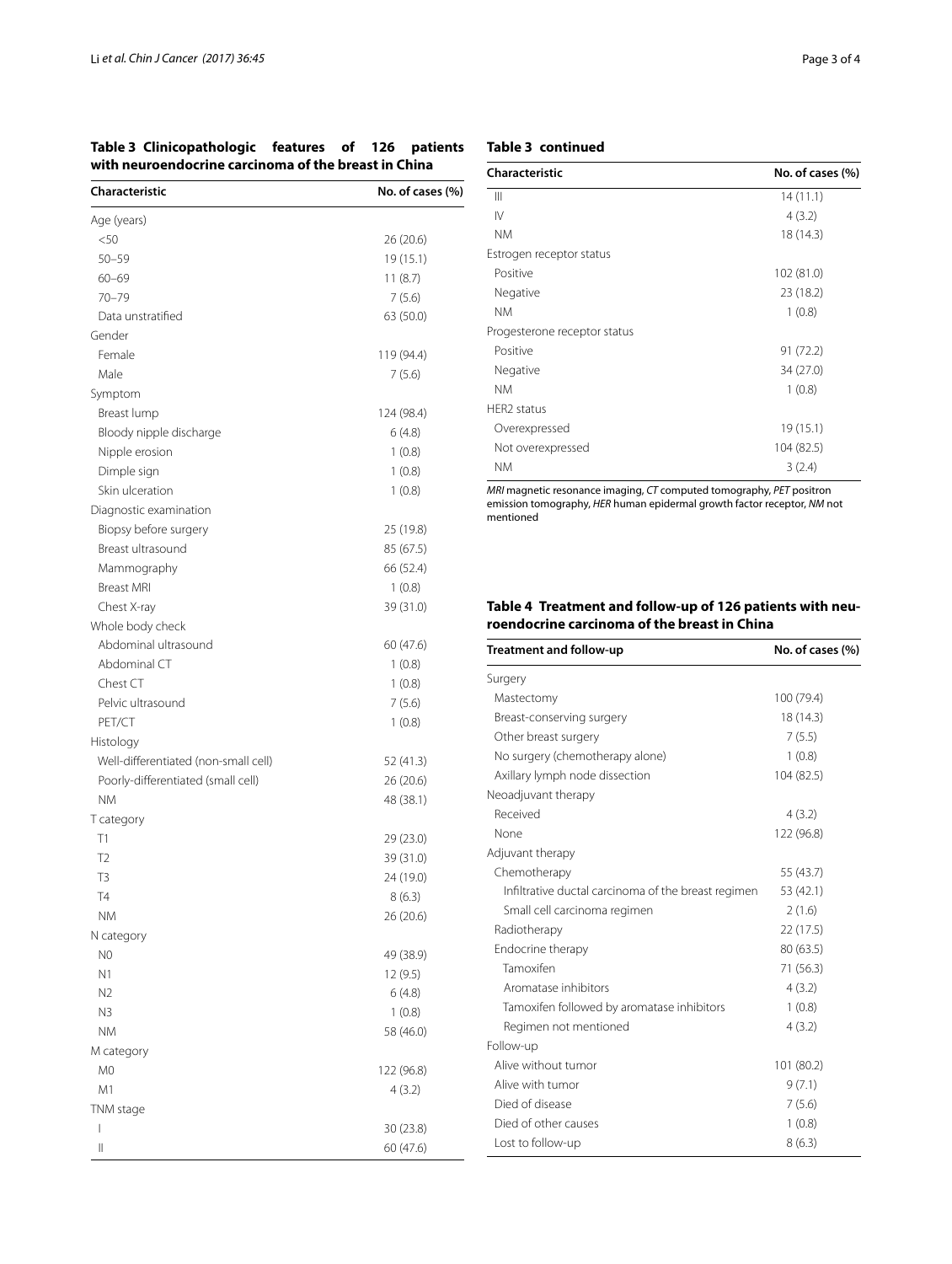**Table 3 Clinicopathologic features of 126 patients with neuroendocrine carcinoma of the breast in China**

| Characteristic | No. of cases (%) |
|---|---|
| Age (years) | |
| <50 | 26 (20.6) |
| 50–59 | 19 (15.1) |
| 60–69 | 11 (8.7) |
| 70–79 | 7 (5.6) |
| Data unstratified | 63 (50.0) |
| Gender | |
| Female | 119 (94.4) |
| Male | 7 (5.6) |
| Symptom | |
| Breast lump | 124 (98.4) |
| Bloody nipple discharge | 6 (4.8) |
| Nipple erosion | 1 (0.8) |
| Dimple sign | 1 (0.8) |
| Skin ulceration | 1 (0.8) |
| Diagnostic examination | |
| Biopsy before surgery | 25 (19.8) |
| Breast ultrasound | 85 (67.5) |
| Mammography | 66 (52.4) |
| Breast MRI | 1 (0.8) |
| Chest X-ray | 39 (31.0) |
| Whole body check | |
| Abdominal ultrasound | 60 (47.6) |
| Abdominal CT | 1 (0.8) |
| Chest CT | 1 (0.8) |
| Pelvic ultrasound | 7 (5.6) |
| PET/CT | 1 (0.8) |
| Histology | |
| Well-differentiated (non-small cell) | 52 (41.3) |
| Poorly-differentiated (small cell) | 26 (20.6) |
| NM | 48 (38.1) |
| T category | |
| T1 | 29 (23.0) |
| T2 | 39 (31.0) |
| T3 | 24 (19.0) |
| T4 | 8 (6.3) |
| NM | 26 (20.6) |
| N category | |
| N0 | 49 (38.9) |
| N1 | 12 (9.5) |
| N2 | 6 (4.8) |
| N3 | 1 (0.8) |
| NM | 58 (46.0) |
| M category | |
| M0 | 122 (96.8) |
| M1 | 4 (3.2) |
| TNM stage | |
| I | 30 (23.8) |
| II | 60 (47.6) |
| III | 14 (11.1) |
| IV | 4 (3.2) |
| NM | 18 (14.3) |
| Estrogen receptor status | |
| Positive | 102 (81.0) |
| Negative | 23 (18.2) |
| NM | 1 (0.8) |
| Progesterone receptor status | |
| Positive | 91 (72.2) |
| Negative | 34 (27.0) |
| NM | 1 (0.8) |
| HER2 status | |
| Overexpressed | 19 (15.1) |
| Not overexpressed | 104 (82.5) |
| NM | 3 (2.4) |

*MRI* magnetic resonance imaging, *CT* computed tomography, *PET* positron emission tomography, *HER* human epidermal growth factor receptor, *NM* not mentioned

**Table 4 Treatment and follow-up of 126 patients with neuroendocrine carcinoma of the breast in China**

| Treatment and follow-up | No. of cases (%) |
|---|---|
| Surgery | |
| Mastectomy | 100 (79.4) |
| Breast-conserving surgery | 18 (14.3) |
| Other breast surgery | 7 (5.5) |
| No surgery (chemotherapy alone) | 1 (0.8) |
| Axillary lymph node dissection | 104 (82.5) |
| Neoadjuvant therapy | |
| Received | 4 (3.2) |
| None | 122 (96.8) |
| Adjuvant therapy | |
| Chemotherapy | 55 (43.7) |
| Infiltrative ductal carcinoma of the breast regimen | 53 (42.1) |
| Small cell carcinoma regimen | 2 (1.6) |
| Radiotherapy | 22 (17.5) |
| Endocrine therapy | 80 (63.5) |
| Tamoxifen | 71 (56.3) |
| Aromatase inhibitors | 4 (3.2) |
| Tamoxifen followed by aromatase inhibitors | 1 (0.8) |
| Regimen not mentioned | 4 (3.2) |
| Follow-up | |
| Alive without tumor | 101 (80.2) |
| Alive with tumor | 9 (7.1) |
| Died of disease | 7 (5.6) |
| Died of other causes | 1 (0.8) |
| Lost to follow-up | 8 (6.3) |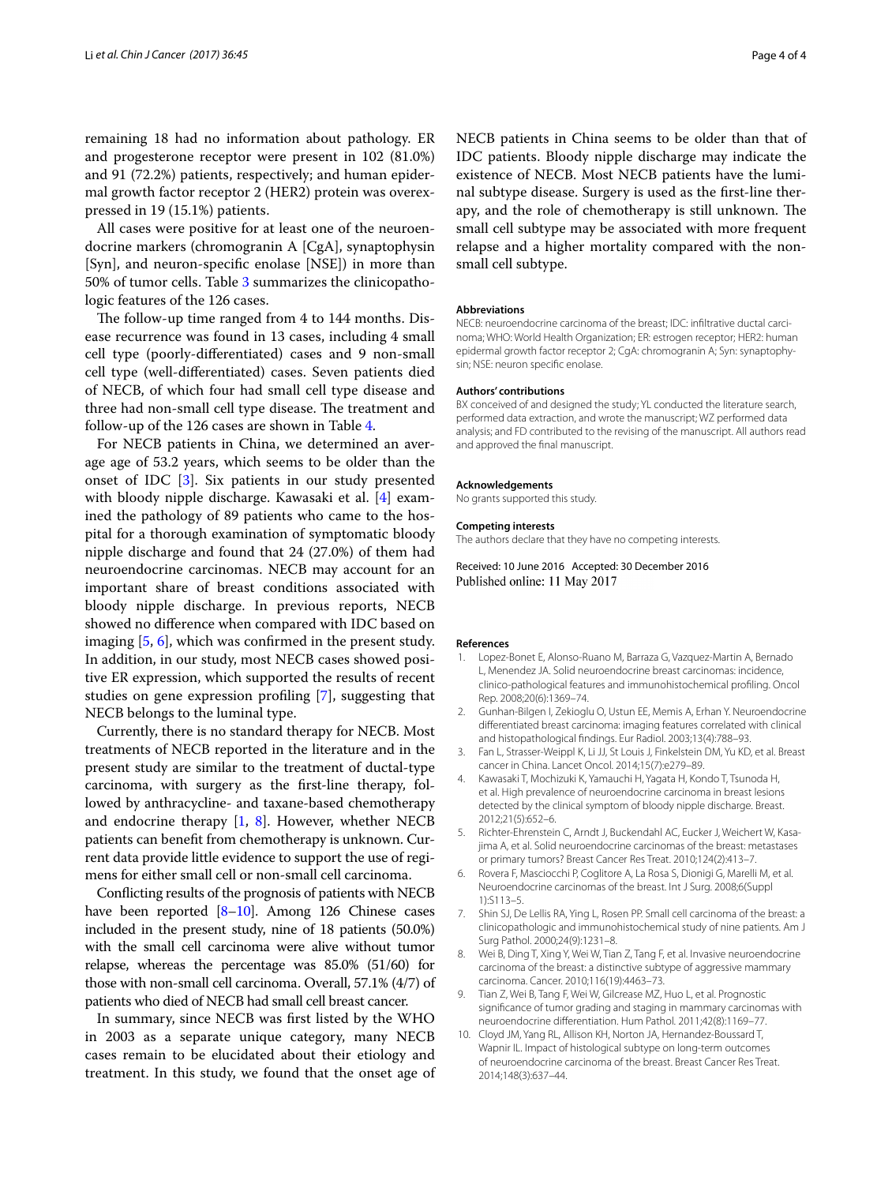remaining 18 had no information about pathology. ER and progesterone receptor were present in 102 (81.0%) and 91 (72.2%) patients, respectively; and human epidermal growth factor receptor 2 (HER2) protein was overexpressed in 19 (15.1%) patients.

All cases were positive for at least one of the neuroendocrine markers (chromogranin A [CgA], synaptophysin [Syn], and neuron-specific enolase [NSE]) in more than 50% of tumor cells. Table 3 summarizes the clinicopathologic features of the 126 cases.

The follow-up time ranged from 4 to 144 months. Disease recurrence was found in 13 cases, including 4 small cell type (poorly-differentiated) cases and 9 non-small cell type (well-differentiated) cases. Seven patients died of NECB, of which four had small cell type disease and three had non-small cell type disease. The treatment and follow-up of the 126 cases are shown in Table 4.

For NECB patients in China, we determined an average age of 53.2 years, which seems to be older than the onset of IDC [3]. Six patients in our study presented with bloody nipple discharge. Kawasaki et al. [4] examined the pathology of 89 patients who came to the hospital for a thorough examination of symptomatic bloody nipple discharge and found that 24 (27.0%) of them had neuroendocrine carcinomas. NECB may account for an important share of breast conditions associated with bloody nipple discharge. In previous reports, NECB showed no difference when compared with IDC based on imaging [5, 6], which was confirmed in the present study. In addition, in our study, most NECB cases showed positive ER expression, which supported the results of recent studies on gene expression profiling [7], suggesting that NECB belongs to the luminal type.

Currently, there is no standard therapy for NECB. Most treatments of NECB reported in the literature and in the present study are similar to the treatment of ductal-type carcinoma, with surgery as the first-line therapy, followed by anthracycline- and taxane-based chemotherapy and endocrine therapy [1, 8]. However, whether NECB patients can benefit from chemotherapy is unknown. Current data provide little evidence to support the use of regimens for either small cell or non-small cell carcinoma.

Conflicting results of the prognosis of patients with NECB have been reported [8–10]. Among 126 Chinese cases included in the present study, nine of 18 patients (50.0%) with the small cell carcinoma were alive without tumor relapse, whereas the percentage was 85.0% (51/60) for those with non-small cell carcinoma. Overall, 57.1% (4/7) of patients who died of NECB had small cell breast cancer.

In summary, since NECB was first listed by the WHO in 2003 as a separate unique category, many NECB cases remain to be elucidated about their etiology and treatment. In this study, we found that the onset age of NECB patients in China seems to be older than that of IDC patients. Bloody nipple discharge may indicate the existence of NECB. Most NECB patients have the luminal subtype disease. Surgery is used as the first-line therapy, and the role of chemotherapy is still unknown. The small cell subtype may be associated with more frequent relapse and a higher mortality compared with the non-small cell subtype.

#### Abbreviations

NECB: neuroendocrine carcinoma of the breast; IDC: infiltrative ductal carcinoma; WHO: World Health Organization; ER: estrogen receptor; HER2: human epidermal growth factor receptor 2; CgA: chromogranin A; Syn: synaptophysin; NSE: neuron specific enolase.

#### Authors' contributions

BX conceived of and designed the study; YL conducted the literature search, performed data extraction, and wrote the manuscript; WZ performed data analysis; and FD contributed to the revising of the manuscript. All authors read and approved the final manuscript.

#### Acknowledgements

No grants supported this study.

#### Competing interests

The authors declare that they have no competing interests.

Received: 10 June 2016 Accepted: 30 December 2016
Published online: 11 May 2017

#### References

1. Lopez-Bonet E, Alonso-Ruano M, Barraza G, Vazquez-Martin A, Bernado L, Menendez JA. Solid neuroendocrine breast carcinomas: incidence, clinico-pathological features and immunohistochemical profiling. Oncol Rep. 2008;20(6):1369–74.
2. Gunhan-Bilgen I, Zekioglu O, Ustun EE, Memis A, Erhan Y. Neuroendocrine differentiated breast carcinoma: imaging features correlated with clinical and histopathological findings. Eur Radiol. 2003;13(4):788–93.
3. Fan L, Strasser-Weippl K, Li JJ, St Louis J, Finkelstein DM, Yu KD, et al. Breast cancer in China. Lancet Oncol. 2014;15(7):e279–89.
4. Kawasaki T, Mochizuki K, Yamauchi H, Yagata H, Kondo T, Tsunoda H, et al. High prevalence of neuroendocrine carcinoma in breast lesions detected by the clinical symptom of bloody nipple discharge. Breast. 2012;21(5):652–6.
5. Richter-Ehrenstein C, Arndt J, Buckendahl AC, Eucker J, Weichert W, Kasajima A, et al. Solid neuroendocrine carcinomas of the breast: metastases or primary tumors? Breast Cancer Res Treat. 2010;124(2):413–7.
6. Rovera F, Masciocchi P, Coglitore A, La Rosa S, Dionigi G, Marelli M, et al. Neuroendocrine carcinomas of the breast. Int J Surg. 2008;6(Suppl 1):S113–5.
7. Shin SJ, De Lellis RA, Ying L, Rosen PP. Small cell carcinoma of the breast: a clinicopathologic and immunohistochemical study of nine patients. Am J Surg Pathol. 2000;24(9):1231–8.
8. Wei B, Ding T, Xing Y, Wei W, Tian Z, Tang F, et al. Invasive neuroendocrine carcinoma of the breast: a distinctive subtype of aggressive mammary carcinoma. Cancer. 2010;116(19):4463–73.
9. Tian Z, Wei B, Tang F, Wei W, Gilcrease MZ, Huo L, et al. Prognostic significance of tumor grading and staging in mammary carcinomas with neuroendocrine differentiation. Hum Pathol. 2011;42(8):1169–77.
10. Cloyd JM, Yang RL, Allison KH, Norton JA, Hernandez-Boussard T, Wapnir IL. Impact of histological subtype on long-term outcomes of neuroendocrine carcinoma of the breast. Breast Cancer Res Treat. 2014;148(3):637–44.